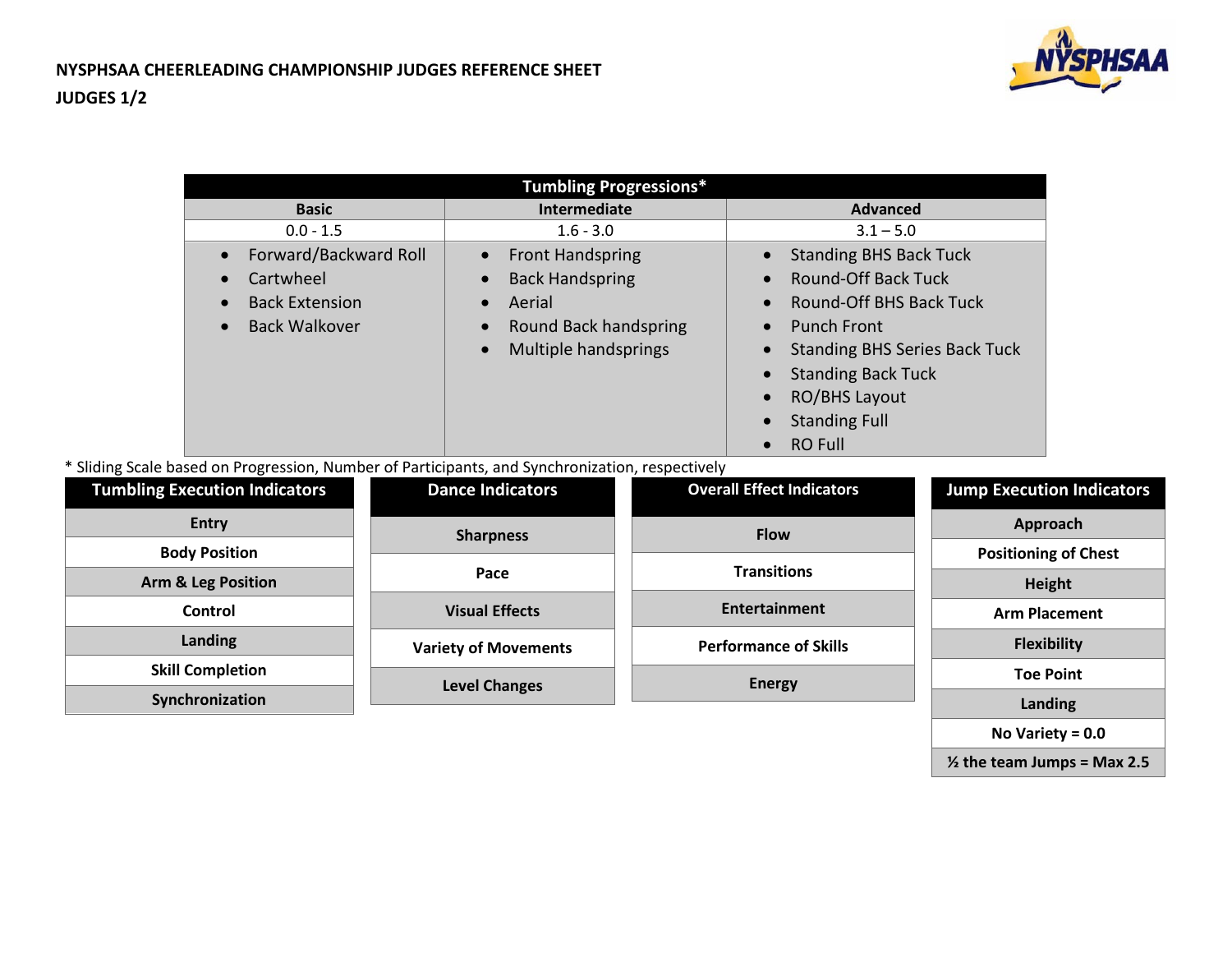**NYSPHSAA CHEERLEADING CHAMPIONSHIP JUDGES REFERENCE SHEET**

**JUDGES 1/2**

| Tumbling Progressions* | | |
|---|---|---|
| **Basic** | **Intermediate** | **Advanced** |
| 0.0 - 1.5 | 1.6 - 3.0 | 3.1 – 5.0 |
| • Forward/Backward Roll<br>• Cartwheel<br>• Back Extension<br>• Back Walkover | • Front Handspring<br>• Back Handspring<br>• Aerial<br>• Round Back handspring<br>• Multiple handsprings | • Standing BHS Back Tuck<br>• Round-Off Back Tuck<br>• Round-Off BHS Back Tuck<br>• Punch Front<br>• Standing BHS Series Back Tuck<br>• Standing Back Tuck<br>• RO/BHS Layout<br>• Standing Full<br>• RO Full |

* Sliding Scale based on Progression, Number of Participants, and Synchronization, respectively

| Tumbling Execution Indicators |
|---|
| Entry |
| Body Position |
| Arm & Leg Position |
| Control |
| Landing |
| Skill Completion |
| Synchronization |

| Dance Indicators |
|---|
| Sharpness |
| Pace |
| Visual Effects |
| Variety of Movements |
| Level Changes |

| Overall Effect Indicators |
|---|
| Flow |
| Transitions |
| Entertainment |
| Performance of Skills |
| Energy |

| Jump Execution Indicators |
|---|
| Approach |
| Positioning of Chest |
| Height |
| Arm Placement |
| Flexibility |
| Toe Point |
| Landing |
| No Variety = 0.0 |
| ½ the team Jumps = Max 2.5 |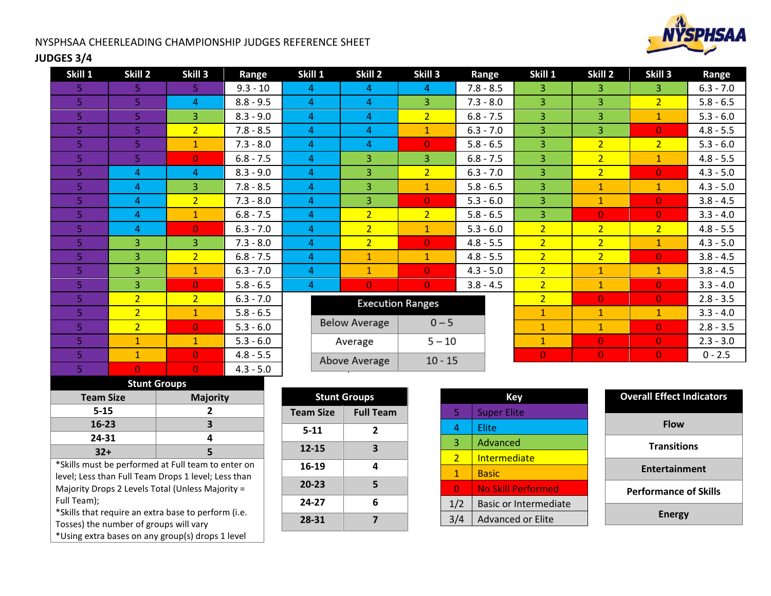NYSPHSAA CHEERLEADING CHAMPIONSHIP JUDGES REFERENCE SHEET

**JUDGES 3/4**

| Skill 1 | Skill 2 | Skill 3 | Range | Skill 1 | Skill 2 | Skill 3 | Range | Skill 1 | Skill 2 | Skill 3 | Range |
|---|---|---|---|---|---|---|---|---|---|---|---|
| 5 | 5 | 5 | 9.3 - 10 | 4 | 4 | 4 | 7.8 - 8.5 | 3 | 3 | 3 | 6.3 - 7.0 |
| 5 | 5 | 4 | 8.8 - 9.5 | 4 | 4 | 3 | 7.3 - 8.0 | 3 | 3 | 2 | 5.8 - 6.5 |
| 5 | 5 | 3 | 8.3 - 9.0 | 4 | 4 | 2 | 6.8 - 7.5 | 3 | 3 | 1 | 5.3 - 6.0 |
| 5 | 5 | 2 | 7.8 - 8.5 | 4 | 4 | 1 | 6.3 - 7.0 | 3 | 3 | 0 | 4.8 - 5.5 |
| 5 | 5 | 1 | 7.3 - 8.0 | 4 | 4 | 0 | 5.8 - 6.5 | 3 | 2 | 2 | 5.3 - 6.0 |
| 5 | 5 | 0 | 6.8 - 7.5 | 4 | 3 | 3 | 6.8 - 7.5 | 3 | 2 | 1 | 4.8 - 5.5 |
| 5 | 4 | 4 | 8.3 - 9.0 | 4 | 3 | 2 | 6.3 - 7.0 | 3 | 2 | 0 | 4.3 - 5.0 |
| 5 | 4 | 3 | 7.8 - 8.5 | 4 | 3 | 1 | 5.8 - 6.5 | 3 | 1 | 1 | 4.3 - 5.0 |
| 5 | 4 | 2 | 7.3 - 8.0 | 4 | 3 | 0 | 5.3 - 6.0 | 3 | 1 | 0 | 3.8 - 4.5 |
| 5 | 4 | 1 | 6.8 - 7.5 | 4 | 2 | 2 | 5.8 - 6.5 | 3 | 0 | 0 | 3.3 - 4.0 |
| 5 | 4 | 0 | 6.3 - 7.0 | 4 | 2 | 1 | 5.3 - 6.0 | 2 | 2 | 2 | 4.8 - 5.5 |
| 5 | 3 | 3 | 7.3 - 8.0 | 4 | 2 | 0 | 4.8 - 5.5 | 2 | 2 | 1 | 4.3 - 5.0 |
| 5 | 3 | 2 | 6.8 - 7.5 | 4 | 1 | 1 | 4.8 - 5.5 | 2 | 2 | 0 | 3.8 - 4.5 |
| 5 | 3 | 1 | 6.3 - 7.0 | 4 | 1 | 0 | 4.3 - 5.0 | 2 | 1 | 1 | 3.8 - 4.5 |
| 5 | 3 | 0 | 5.8 - 6.5 | 4 | 0 | 0 | 3.8 - 4.5 | 2 | 1 | 0 | 3.3 - 4.0 |
| 5 | 2 | 2 | 6.3 - 7.0 | | | | | 2 | 0 | 0 | 2.8 - 3.5 |
| 5 | 2 | 1 | 5.8 - 6.5 | | | | | 1 | 1 | 1 | 3.3 - 4.0 |
| 5 | 2 | 0 | 5.3 - 6.0 | | | | | 1 | 1 | 0 | 2.8 - 3.5 |
| 5 | 1 | 1 | 5.3 - 6.0 | | | | | 1 | 0 | 0 | 2.3 - 3.0 |
| 5 | 1 | 0 | 4.8 - 5.5 | | | | | 0 | 0 | 0 | 0 - 2.5 |
| 5 | 0 | 0 | 4.3 - 5.0 | | | | | | | | |

| Execution Ranges | |
|---|---|
| Below Average | 0 – 5 |
| Average | 5 – 10 |
| Above Average | 10 - 15 |

| Stunt Groups | |
|---|---|
| **Team Size** | **Majority** |
| 5-15 | 2 |
| 16-23 | 3 |
| 24-31 | 4 |
| 32+ | 5 |

*Skills must be performed at Full team to enter on level; Less than Full Team Drops 1 level; Less than Majority Drops 2 Levels Total (Unless Majority = Full Team);
*Skills that require an extra base to perform (i.e. Tosses) the number of groups will vary
*Using extra bases on any group(s) drops 1 level

| Stunt Groups | |
|---|---|
| **Team Size** | **Full Team** |
| 5-11 | 2 |
| 12-15 | 3 |
| 16-19 | 4 |
| 20-23 | 5 |
| 24-27 | 6 |
| 28-31 | 7 |

| Key | |
|---|---|
| 5 | Super Elite |
| 4 | Elite |
| 3 | Advanced |
| 2 | Intermediate |
| 1 | Basic |
| 0 | No Skill Performed |
| 1/2 | Basic or Intermediate |
| 3/4 | Advanced or Elite |

| Overall Effect Indicators |
|---|
| Flow |
| Transitions |
| Entertainment |
| Performance of Skills |
| Energy |